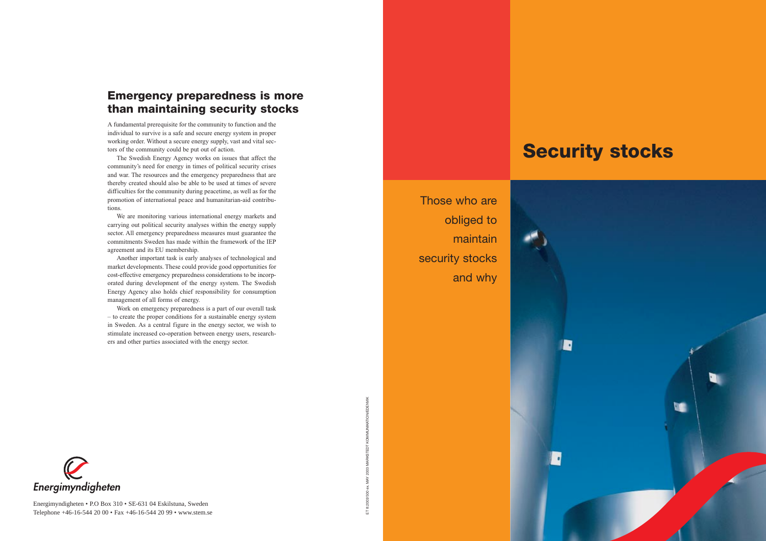## Emergency preparedness is more than maintaining security stocks

A fundamental prerequisite for the community to function and the individual to survive is a safe and secure energy system in proper working order. Without a secure energy supply, vast and vital sectors of the community could be put out of action.

The Swedish Energy Agency works on issues that affect the community's need for energy in times of political security crises and war. The resources and the emergency preparedness that are thereby created should also be able to be used at times of severe difficulties for the community during peacetime, as well as for the promotion of international peace and humanitarian-aid contributions.

We are monitoring various international energy markets and carrying out political security analyses within the energy supply sector. All emergency preparedness measures must guarantee the commitments Sweden has made within the framework of the IEP agreement and its EU membership.

Another important task is early analyses of technological and market developments. These could provide good opportunities for cost-effective emergency preparedness considerations to be incorporated during development of the energy system. The Swedish Energy Agency also holds chief responsibility for consumption management of all forms of energy.

Work on emergency preparedness is a part of our overall task – to create the proper conditions for a sustainable energy system in Sweden. As a central figure in the energy sector, we wish to stimulate increased co-operation between energy users, researchers and other parties associated with the energy sector.

Energimyndigheten

Energimyndigheten • P.O Box 310 • SE-631 04 Eskilstuna, Sweden
Telephone +46-16-544 20 00 • Fax +46-16-544 20 99 • www.stem.se

ET 8:2003/500 ex. MAY 2003 MARKSTEDT KOMMUNIKATION/EDENVIK

# Security stocks

Those who are obliged to maintain security stocks and why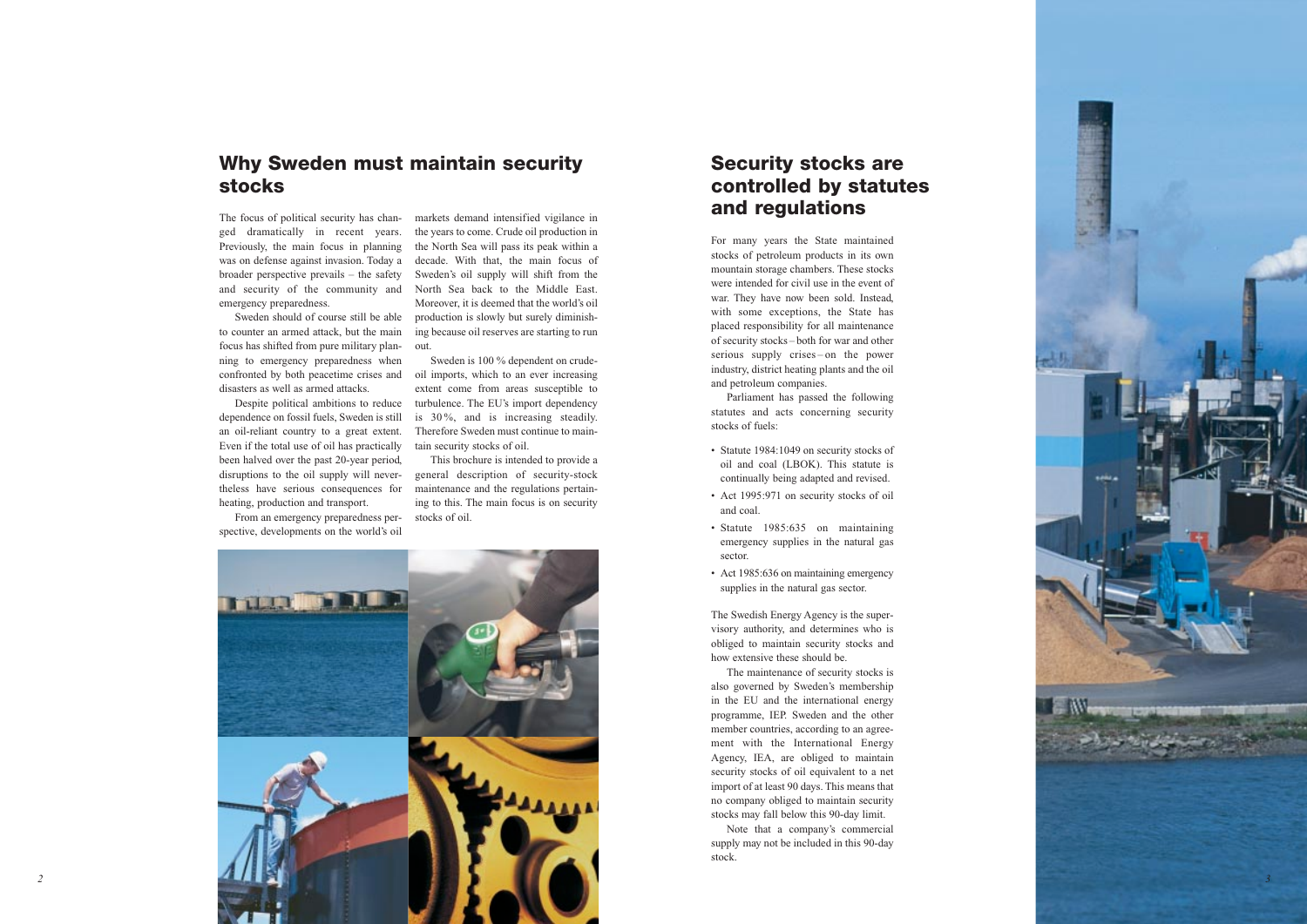## Why Sweden must maintain security stocks

The focus of political security has changed dramatically in recent years. Previously, the main focus in planning was on defense against invasion. Today a broader perspective prevails – the safety and security of the community and emergency preparedness.

Sweden should of course still be able to counter an armed attack, but the main focus has shifted from pure military planning to emergency preparedness when confronted by both peacetime crises and disasters as well as armed attacks.

Despite political ambitions to reduce dependence on fossil fuels, Sweden is still an oil-reliant country to a great extent. Even if the total use of oil has practically been halved over the past 20-year period, disruptions to the oil supply will nevertheless have serious consequences for heating, production and transport.

From an emergency preparedness perspective, developments on the world's oil markets demand intensified vigilance in the years to come. Crude oil production in the North Sea will pass its peak within a decade. With that, the main focus of Sweden's oil supply will shift from the North Sea back to the Middle East. Moreover, it is deemed that the world's oil production is slowly but surely diminishing because oil reserves are starting to run out.

Sweden is 100 % dependent on crude-oil imports, which to an ever increasing extent come from areas susceptible to turbulence. The EU's import dependency is 30 %, and is increasing steadily. Therefore Sweden must continue to maintain security stocks of oil.

This brochure is intended to provide a general description of security-stock maintenance and the regulations pertaining to this. The main focus is on security stocks of oil.

## Security stocks are controlled by statutes and regulations

For many years the State maintained stocks of petroleum products in its own mountain storage chambers. These stocks were intended for civil use in the event of war. They have now been sold. Instead, with some exceptions, the State has placed responsibility for all maintenance of security stocks – both for war and other serious supply crises – on the power industry, district heating plants and the oil and petroleum companies.

Parliament has passed the following statutes and acts concerning security stocks of fuels:

- Statute 1984:1049 on security stocks of oil and coal (LBOK). This statute is continually being adapted and revised.
- Act 1995:971 on security stocks of oil and coal.
- Statute 1985:635 on maintaining emergency supplies in the natural gas sector.
- Act 1985:636 on maintaining emergency supplies in the natural gas sector.

The Swedish Energy Agency is the supervisory authority, and determines who is obliged to maintain security stocks and how extensive these should be.

The maintenance of security stocks is also governed by Sweden's membership in the EU and the international energy programme, IEP. Sweden and the other member countries, according to an agreement with the International Energy Agency, IEA, are obliged to maintain security stocks of oil equivalent to a net import of at least 90 days. This means that no company obliged to maintain security stocks may fall below this 90-day limit.

Note that a company's commercial supply may not be included in this 90-day stock.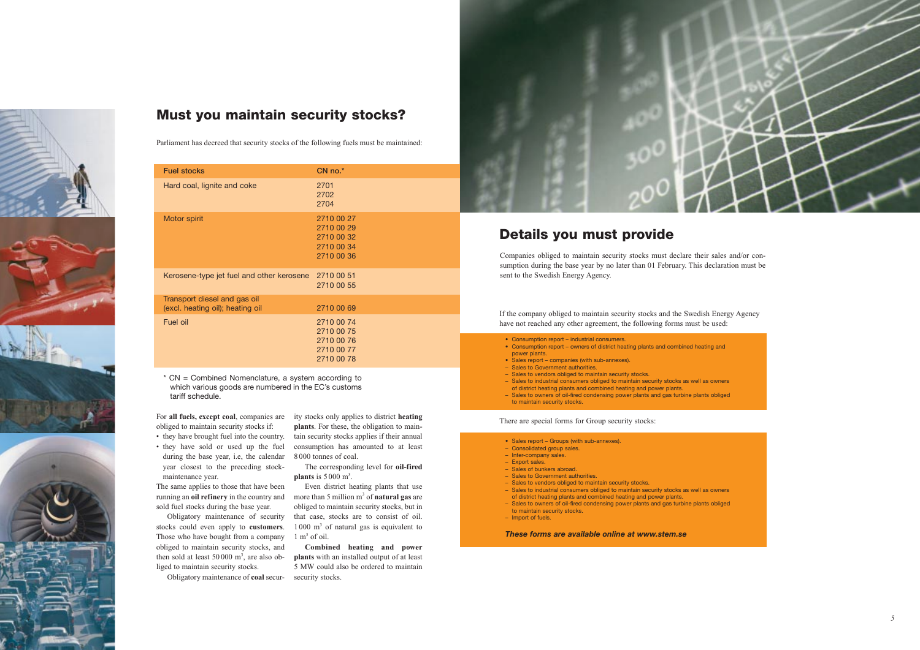## Must you maintain security stocks?

Parliament has decreed that security stocks of the following fuels must be maintained:

| Fuel stocks | CN no.* |
|---|---|
| Hard coal, lignite and coke | 2701<br>2702<br>2704 |
| Motor spirit | 2710 00 27<br>2710 00 29<br>2710 00 32<br>2710 00 34<br>2710 00 36 |
| Kerosene-type jet fuel and other kerosene | 2710 00 51<br>2710 00 55 |
| Transport diesel and gas oil (excl. heating oil); heating oil | 2710 00 69 |
| Fuel oil | 2710 00 74<br>2710 00 75<br>2710 00 76<br>2710 00 77<br>2710 00 78 |

* CN = Combined Nomenclature, a system according to which various goods are numbered in the EC's customs tariff schedule.

For **all fuels, except coal**, companies are obliged to maintain security stocks if:

- they have brought fuel into the country.
- they have sold or used up the fuel during the base year, i.e, the calendar year closest to the preceding stock-maintenance year.

The same applies to those that have been running an **oil refinery** in the country and sold fuel stocks during the base year.

Obligatory maintenance of security stocks could even apply to **customers**. Those who have bought from a company obliged to maintain security stocks, and then sold at least 50 000 m$^3$, are also obliged to maintain security stocks.

Obligatory maintenance of **coal** security stocks only applies to district **heating plants**. For these, the obligation to maintain security stocks applies if their annual consumption has amounted to at least 8 000 tonnes of coal.

The corresponding level for **oil-fired plants** is 5 000 m$^3$.

Even district heating plants that use more than 5 million m$^3$ of **natural gas** are obliged to maintain security stocks, but in that case, stocks are to consist of oil. 1 000 m$^3$ of natural gas is equivalent to 1 m$^3$ of oil.

**Combined heating and power plants** with an installed output of at least 5 MW could also be ordered to maintain security stocks.

## Details you must provide

Companies obliged to maintain security stocks must declare their sales and/or consumption during the base year by no later than 01 February. This declaration must be sent to the Swedish Energy Agency.

If the company obliged to maintain security stocks and the Swedish Energy Agency have not reached any other agreement, the following forms must be used:

- Consumption report – industrial consumers.
- Consumption report – owners of district heating plants and combined heating and power plants.
- Sales report – companies (with sub-annexes).
  - Sales to Government authorities.
  - Sales to vendors obliged to maintain security stocks.
  - Sales to industrial consumers obliged to maintain security stocks as well as owners of district heating plants and combined heating and power plants.
  - Sales to owners of oil-fired condensing power plants and gas turbine plants obliged to maintain security stocks.

There are special forms for Group security stocks:

- Sales report – Groups (with sub-annexes).
  - Consolidated group sales.
  - Inter-company sales.
  - Export sales.
  - Sales of bunkers abroad.
  - Sales to Government authorities.
  - Sales to vendors obliged to maintain security stocks.
  - Sales to industrial consumers obliged to maintain security stocks as well as owners of district heating plants and combined heating and power plants.
  - Sales to owners of oil-fired condensing power plants and gas turbine plants obliged to maintain security stocks.
  - Import of fuels.

***These forms are available online at www.stem.se***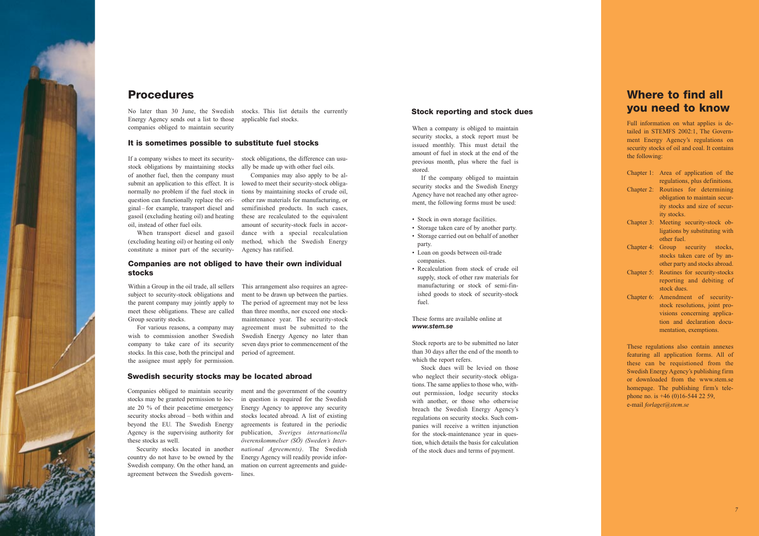## Procedures

No later than 30 June, the Swedish Energy Agency sends out a list to those companies obliged to maintain security stocks. This list details the currently applicable fuel stocks.

### It is sometimes possible to substitute fuel stocks

If a company wishes to meet its security-stock obligations by maintaining stocks of another fuel, then the company must submit an application to this effect. It is normally no problem if the fuel stock in question can functionally replace the original – for example, transport diesel and gasoil (excluding heating oil) and heating oil, instead of other fuel oils.

When transport diesel and gasoil (excluding heating oil) or heating oil only constitute a minor part of the security-stock obligations, the difference can usually be made up with other fuel oils.

Companies may also apply to be allowed to meet their security-stock obligations by maintaining stocks of crude oil, other raw materials for manufacturing, or semifinished products. In such cases, these are recalculated to the equivalent amount of security-stock fuels in accordance with a special recalculation method, which the Swedish Energy Agency has ratified.

### Companies are not obliged to have their own individual stocks

Within a Group in the oil trade, all sellers subject to security-stock obligations and the parent company may jointly apply to meet these obligations. These are called Group security stocks.

For various reasons, a company may wish to commission another Swedish company to take care of its security stocks. In this case, both the principal and the assignee must apply for permission. This arrangement also requires an agreement to be drawn up between the parties. The period of agreement may not be less than three months, nor exceed one stock-maintenance year. The security-stock agreement must be submitted to the Swedish Energy Agency no later than seven days prior to commencement of the period of agreement.

### Swedish security stocks may be located abroad

Companies obliged to maintain security stocks may be granted permission to locate 20 % of their peacetime emergency security stocks abroad – both within and beyond the EU. The Swedish Energy Agency is the supervising authority for these stocks as well.

Security stocks located in another country do not have to be owned by the Swedish company. On the other hand, an agreement between the Swedish government and the government of the country in question is required for the Swedish Energy Agency to approve any security stocks located abroad. A list of existing agreements is featured in the periodic publication, *Sveriges internationella överenskommelser (SÖ) (Sweden's International Agreements)*. The Swedish Energy Agency will readily provide information on current agreements and guidelines.

### Stock reporting and stock dues

When a company is obliged to maintain security stocks, a stock report must be issued monthly. This must detail the amount of fuel in stock at the end of the previous month, plus where the fuel is stored.

If the company obliged to maintain security stocks and the Swedish Energy Agency have not reached any other agreement, the following forms must be used:

- Stock in own storage facilities.
- Storage taken care of by another party.
- Storage carried out on behalf of another party.
- Loan on goods between oil-trade companies.
- Recalculation from stock of crude oil supply, stock of other raw materials for manufacturing or stock of semi-finished goods to stock of security-stock fuel.

These forms are available online at ***www.stem.se***

Stock reports are to be submitted no later than 30 days after the end of the month to which the report refers.

Stock dues will be levied on those who neglect their security-stock obligations. The same applies to those who, without permission, lodge security stocks with another, or those who otherwise breach the Swedish Energy Agency's regulations on security stocks. Such companies will receive a written injunction for the stock-maintenance year in question, which details the basis for calculation of the stock dues and terms of payment.

## Where to find all you need to know

Full information on what applies is detailed in STEMFS 2002:1, The Government Energy Agency's regulations on security stocks of oil and coal. It contains the following:

- Chapter 1: Area of application of the regulations, plus definitions.
- Chapter 2: Routines for determining obligation to maintain security stocks and size of security stocks.
- Chapter 3: Meeting security-stock obligations by substituting with other fuel.
- Chapter 4: Group security stocks, stocks taken care of by another party and stocks abroad.
- Chapter 5: Routines for security-stocks reporting and debiting of stock dues.
- Chapter 6: Amendment of security-stock resolutions, joint provisions concerning application and declaration documentation, exemptions.

These regulations also contain annexes featuring all application forms. All of these can be requisitioned from the Swedish Energy Agency's publishing firm or downloaded from the www.stem.se homepage. The publishing firm's telephone no. is +46 (0)16-544 22 59, e-mail *forlaget@stem.se*